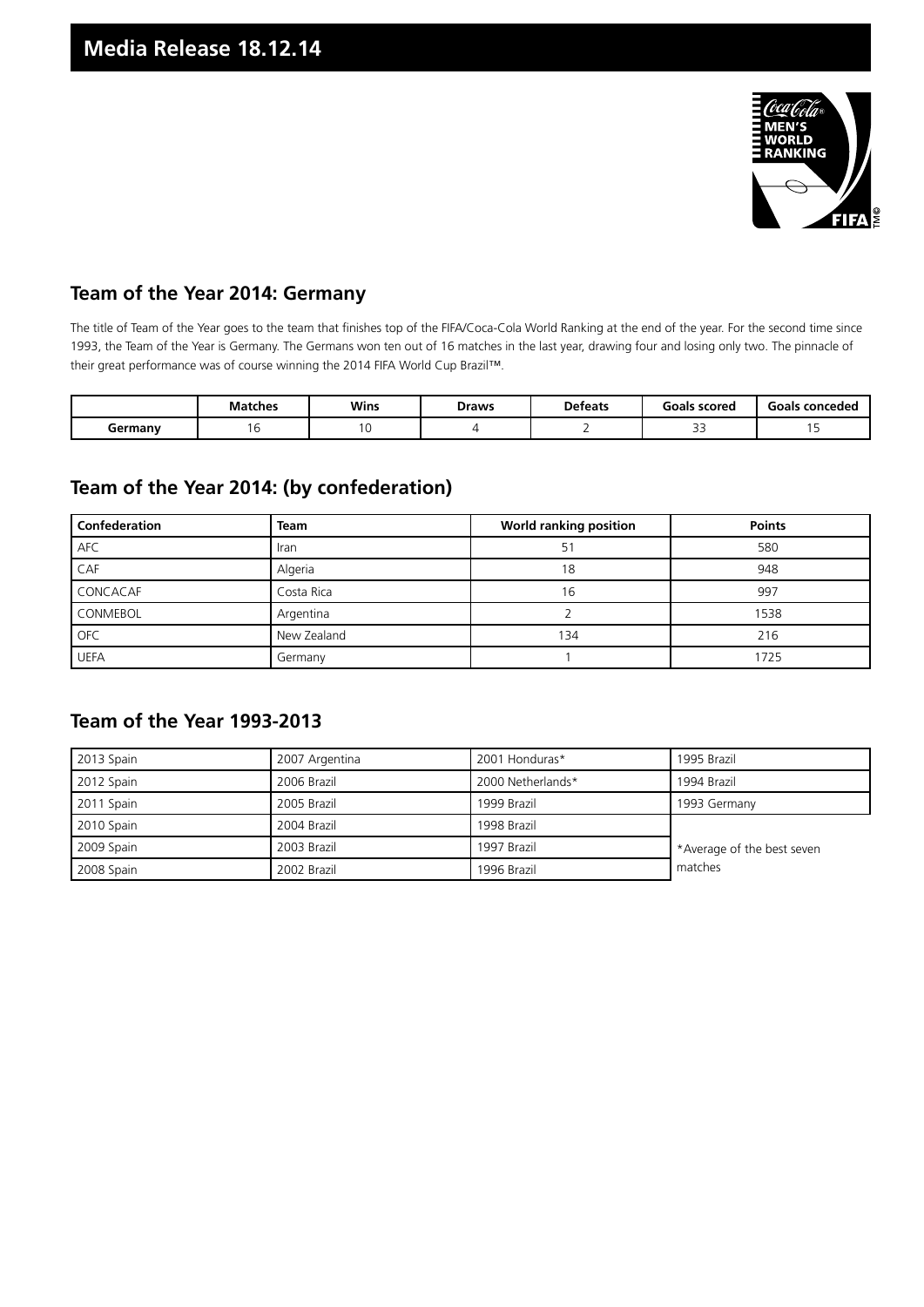# Media Release 18.12.14

## Team of the Year 2014: Germany

The title of Team of the Year goes to the team that finishes top of the FIFA/Coca-Cola World Ranking at the end of the year. For the second time since 1993, the Team of the Year is Germany. The Germans won ten out of 16 matches in the last year, drawing four and losing only two. The pinnacle of their great performance was of course winning the 2014 FIFA World Cup Brazil™.

| | Matches | Wins | Draws | Defeats | Goals scored | Goals conceded |
|---|---|---|---|---|---|---|
| **Germany** | 16 | 10 | 4 | 2 | 33 | 15 |

## Team of the Year 2014: (by confederation)

| Confederation | Team | World ranking position | Points |
|---|---|---|---|
| AFC | Iran | 51 | 580 |
| CAF | Algeria | 18 | 948 |
| CONCACAF | Costa Rica | 16 | 997 |
| CONMEBOL | Argentina | 2 | 1538 |
| OFC | New Zealand | 134 | 216 |
| UEFA | Germany | 1 | 1725 |

## Team of the Year 1993-2013

| | | | |
|---|---|---|---|
| 2013 Spain | 2007 Argentina | 2001 Honduras* | 1995 Brazil |
| 2012 Spain | 2006 Brazil | 2000 Netherlands* | 1994 Brazil |
| 2011 Spain | 2005 Brazil | 1999 Brazil | 1993 Germany |
| 2010 Spain | 2004 Brazil | 1998 Brazil | |
| 2009 Spain | 2003 Brazil | 1997 Brazil | |
| 2008 Spain | 2002 Brazil | 1996 Brazil | |

*Average of the best seven matches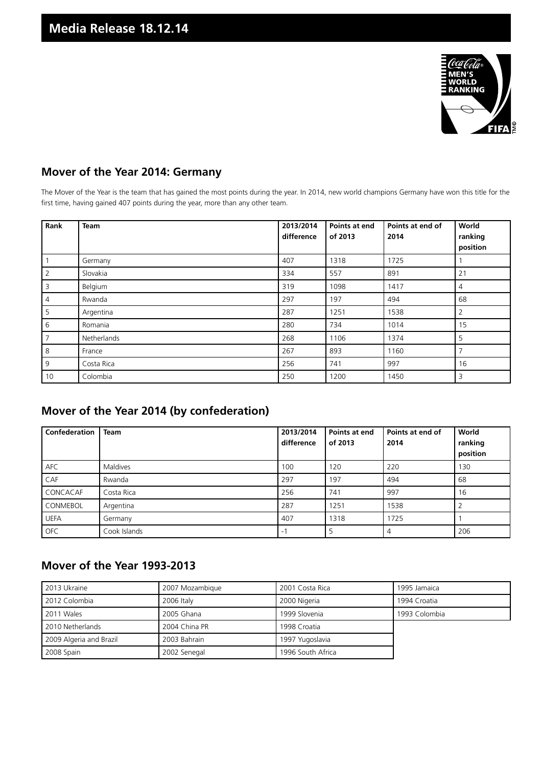# Media Release 18.12.14

## Mover of the Year 2014: Germany

The Mover of the Year is the team that has gained the most points during the year. In 2014, new world champions Germany have won this title for the first time, having gained 407 points during the year, more than any other team.

| Rank | Team | 2013/2014 difference | Points at end of 2013 | Points at end of 2014 | World ranking position |
|---|---|---|---|---|---|
| 1 | Germany | 407 | 1318 | 1725 | 1 |
| 2 | Slovakia | 334 | 557 | 891 | 21 |
| 3 | Belgium | 319 | 1098 | 1417 | 4 |
| 4 | Rwanda | 297 | 197 | 494 | 68 |
| 5 | Argentina | 287 | 1251 | 1538 | 2 |
| 6 | Romania | 280 | 734 | 1014 | 15 |
| 7 | Netherlands | 268 | 1106 | 1374 | 5 |
| 8 | France | 267 | 893 | 1160 | 7 |
| 9 | Costa Rica | 256 | 741 | 997 | 16 |
| 10 | Colombia | 250 | 1200 | 1450 | 3 |

## Mover of the Year 2014 (by confederation)

| Confederation | Team | 2013/2014 difference | Points at end of 2013 | Points at end of 2014 | World ranking position |
|---|---|---|---|---|---|
| AFC | Maldives | 100 | 120 | 220 | 130 |
| CAF | Rwanda | 297 | 197 | 494 | 68 |
| CONCACAF | Costa Rica | 256 | 741 | 997 | 16 |
| CONMEBOL | Argentina | 287 | 1251 | 1538 | 2 |
| UEFA | Germany | 407 | 1318 | 1725 | 1 |
| OFC | Cook Islands | -1 | 5 | 4 | 206 |

## Mover of the Year 1993-2013

| | | | |
|---|---|---|---|
| 2013 Ukraine | 2007 Mozambique | 2001 Costa Rica | 1995 Jamaica |
| 2012 Colombia | 2006 Italy | 2000 Nigeria | 1994 Croatia |
| 2011 Wales | 2005 Ghana | 1999 Slovenia | 1993 Colombia |
| 2010 Netherlands | 2004 China PR | 1998 Croatia | |
| 2009 Algeria and Brazil | 2003 Bahrain | 1997 Yugoslavia | |
| 2008 Spain | 2002 Senegal | 1996 South Africa | |